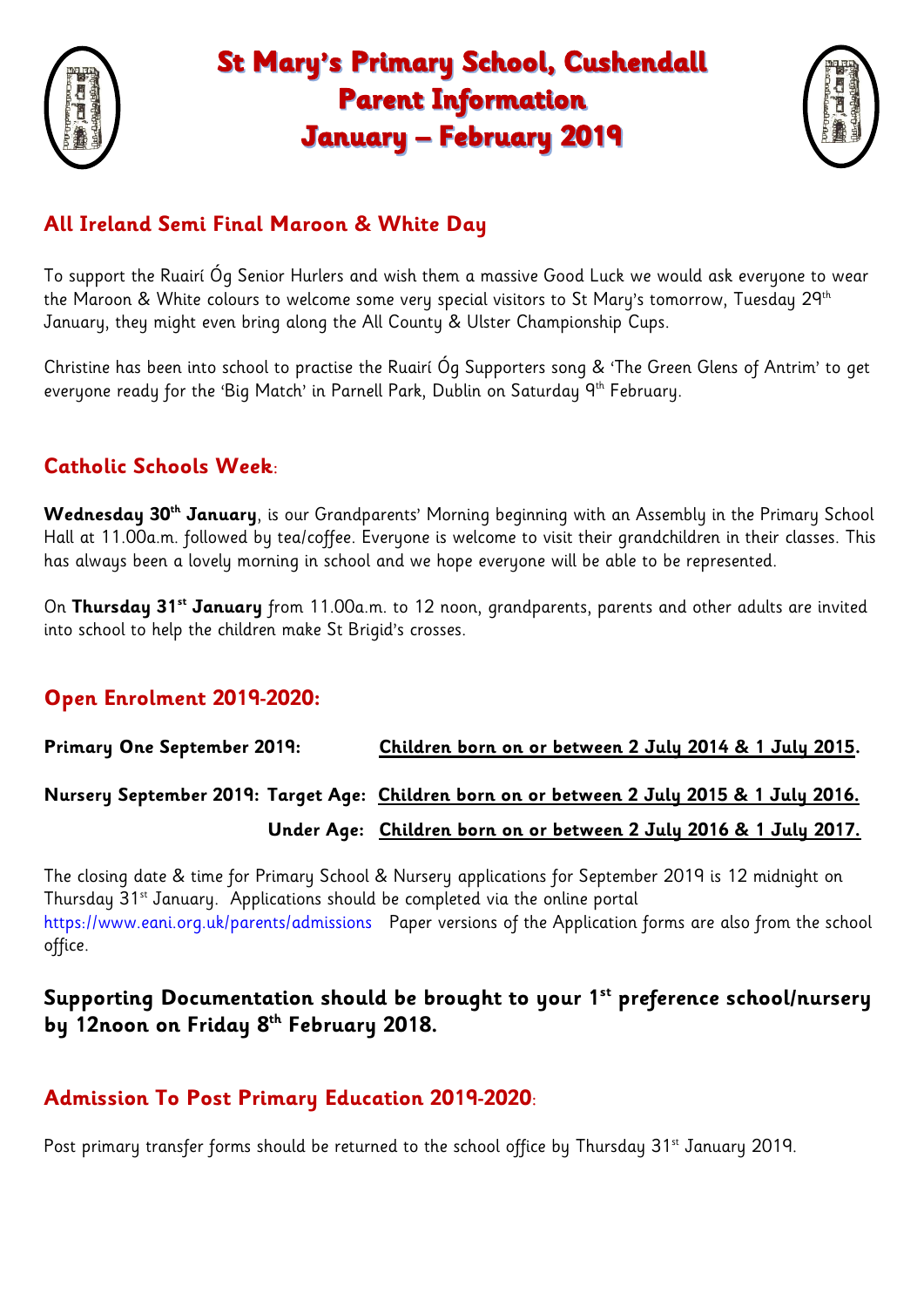# St Mary's Primary School, Cushendall
# Parent Information
# January – February 2019

## All Ireland Semi Final Maroon & White Day

To support the Ruairí Óg Senior Hurlers and wish them a massive Good Luck we would ask everyone to wear the Maroon & White colours to welcome some very special visitors to St Mary's tomorrow, Tuesday 29th January, they might even bring along the All County & Ulster Championship Cups.

Christine has been into school to practise the Ruairí Óg Supporters song & 'The Green Glens of Antrim' to get everyone ready for the 'Big Match' in Parnell Park, Dublin on Saturday 9th February.

## Catholic Schools Week:

**Wednesday 30th January**, is our Grandparents' Morning beginning with an Assembly in the Primary School Hall at 11.00a.m. followed by tea/coffee. Everyone is welcome to visit their grandchildren in their classes. This has always been a lovely morning in school and we hope everyone will be able to be represented.

On **Thursday 31st January** from 11.00a.m. to 12 noon, grandparents, parents and other adults are invited into school to help the children make St Brigid's crosses.

## Open Enrolment 2019-2020:

**Primary One September 2019:** **Children born on or between 2 July 2014 & 1 July 2015.**

**Nursery September 2019: Target Age:** **Children born on or between 2 July 2015 & 1 July 2016.**

**Under Age:** **Children born on or between 2 July 2016 & 1 July 2017.**

The closing date & time for Primary School & Nursery applications for September 2019 is 12 midnight on Thursday 31st January. Applications should be completed via the online portal https://www.eani.org.uk/parents/admissions Paper versions of the Application forms are also from the school office.

### Supporting Documentation should be brought to your 1st preference school/nursery by 12noon on Friday 8th February 2018.

## Admission To Post Primary Education 2019-2020:

Post primary transfer forms should be returned to the school office by Thursday 31st January 2019.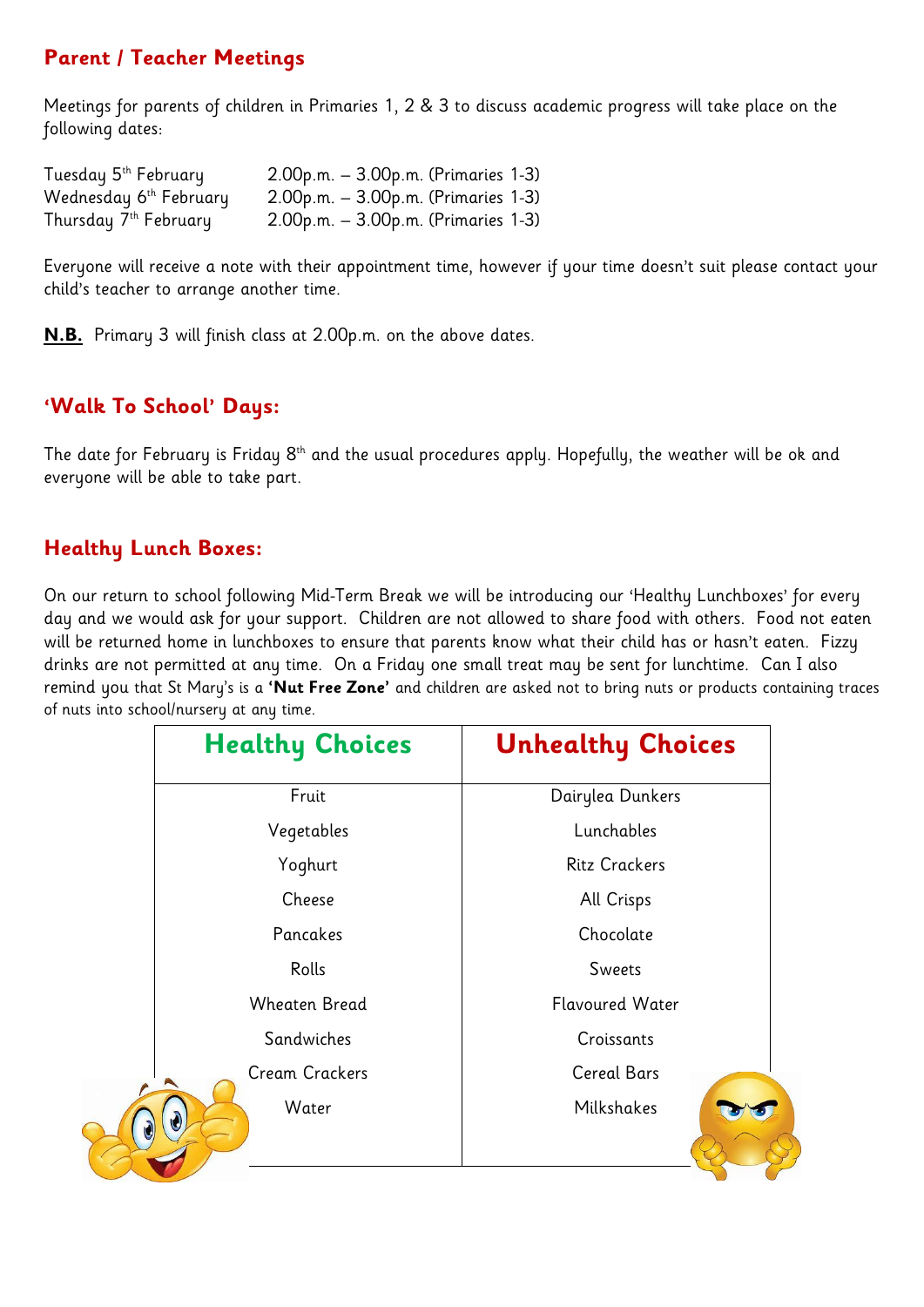## Parent / Teacher Meetings

Meetings for parents of children in Primaries 1, 2 & 3 to discuss academic progress will take place on the following dates:

| | |
|---|---|
| Tuesday 5th February | 2.00p.m. – 3.00p.m. (Primaries 1-3) |
| Wednesday 6th February | 2.00p.m. – 3.00p.m. (Primaries 1-3) |
| Thursday 7th February | 2.00p.m. – 3.00p.m. (Primaries 1-3) |

Everyone will receive a note with their appointment time, however if your time doesn't suit please contact your child's teacher to arrange another time.

**N.B.** Primary 3 will finish class at 2.00p.m. on the above dates.

## 'Walk To School' Days:

The date for February is Friday 8th and the usual procedures apply. Hopefully, the weather will be ok and everyone will be able to take part.

## Healthy Lunch Boxes:

On our return to school following Mid-Term Break we will be introducing our 'Healthy Lunchboxes' for every day and we would ask for your support. Children are not allowed to share food with others. Food not eaten will be returned home in lunchboxes to ensure that parents know what their child has or hasn't eaten. Fizzy drinks are not permitted at any time. On a Friday one small treat may be sent for lunchtime. Can I also remind you that St Mary's is a **'Nut Free Zone'** and children are asked not to bring nuts or products containing traces of nuts into school/nursery at any time.

| Healthy Choices | Unhealthy Choices |
|---|---|
| Fruit | Dairylea Dunkers |
| Vegetables | Lunchables |
| Yoghurt | Ritz Crackers |
| Cheese | All Crisps |
| Pancakes | Chocolate |
| Rolls | Sweets |
| Wheaten Bread | Flavoured Water |
| Sandwiches | Croissants |
| Cream Crackers | Cereal Bars |
| Water | Milkshakes |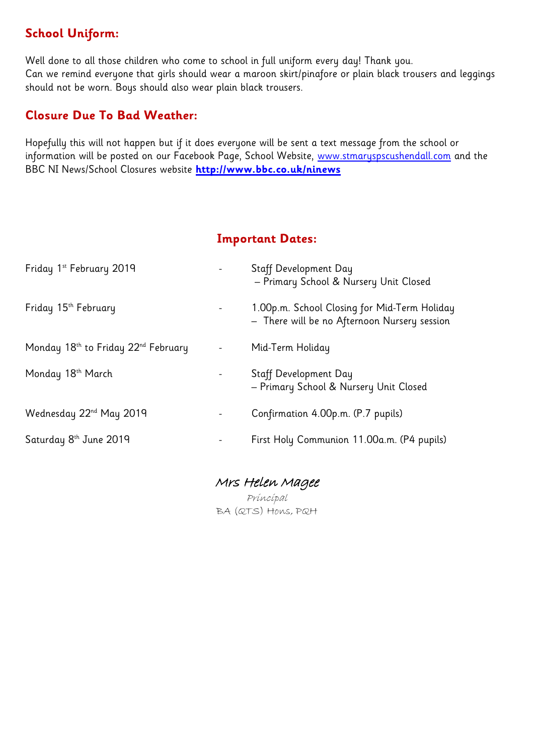## School Uniform:

Well done to all those children who come to school in full uniform every day! Thank you.
Can we remind everyone that girls should wear a maroon skirt/pinafore or plain black trousers and leggings should not be worn. Boys should also wear plain black trousers.

## Closure Due To Bad Weather:

Hopefully this will not happen but if it does everyone will be sent a text message from the school or information will be posted on our Facebook Page, School Website, www.stmaryspscushendall.com and the BBC NI News/School Closures website **http://www.bbc.co.uk/ninews**

## Important Dates:

| | | |
|---|---|---|
| Friday 1st February 2019 | - | Staff Development Day<br>– Primary School & Nursery Unit Closed |
| Friday 15th February | - | 1.00p.m. School Closing for Mid-Term Holiday<br>– There will be no Afternoon Nursery session |
| Monday 18th to Friday 22nd February | - | Mid-Term Holiday |
| Monday 18th March | - | Staff Development Day<br>– Primary School & Nursery Unit Closed |
| Wednesday 22nd May 2019 | - | Confirmation 4.00p.m. (P.7 pupils) |
| Saturday 8th June 2019 | - | First Holy Communion 11.00a.m. (P4 pupils) |

*Mrs Helen Magee*
*Principal*
BA (QTS) Hons, PQH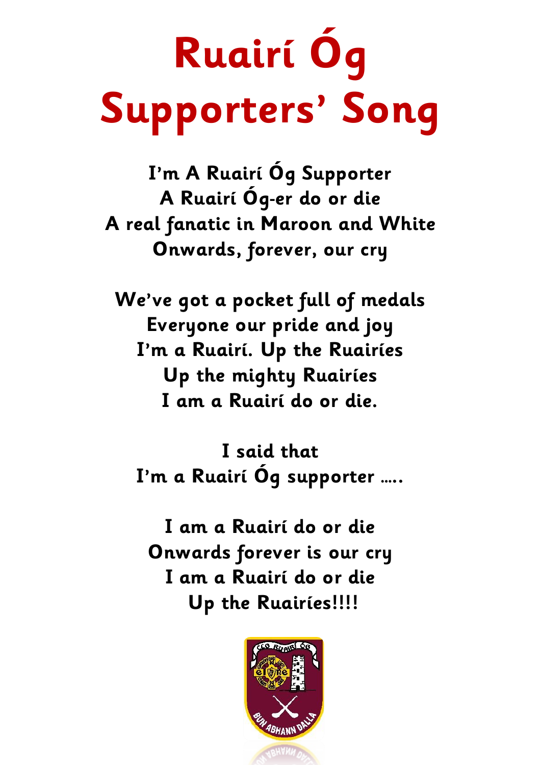# Ruairí Óg Supporters' Song

**I'm A Ruairí Óg Supporter**
**A Ruairí Óg-er do or die**
**A real fanatic in Maroon and White**
**Onwards, forever, our cry**

**We've got a pocket full of medals**
**Everyone our pride and joy**
**I'm a Ruairí. Up the Ruairíes**
**Up the mighty Ruairíes**
**I am a Ruairí do or die.**

**I said that**
**I'm a Ruairí Óg supporter …..**

**I am a Ruairí do or die**
**Onwards forever is our cry**
**I am a Ruairí do or die**
**Up the Ruairíes!!!!**